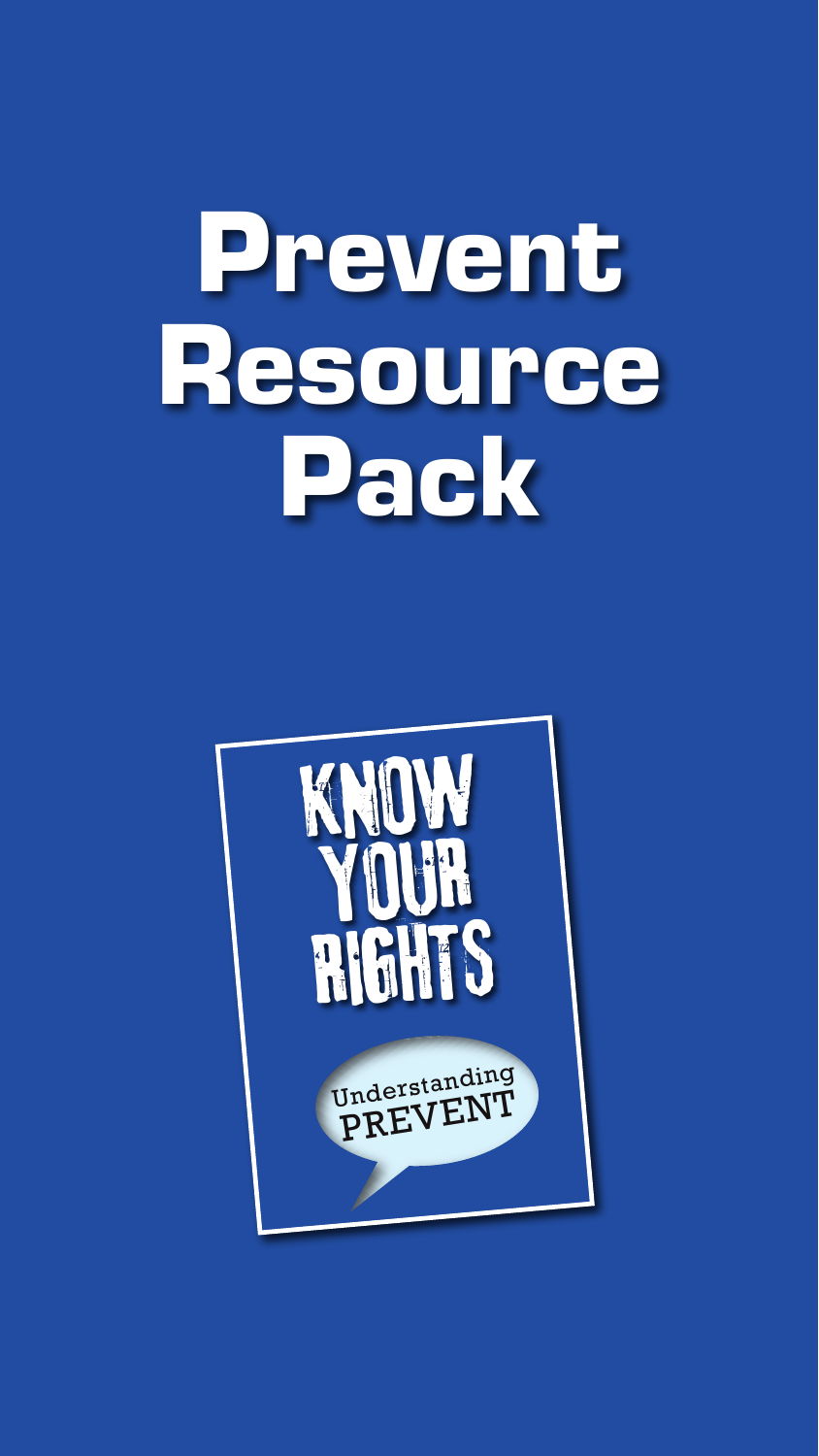# Prevent Resource Pack

KNOW YOUR RIGHTS

Understanding PREVENT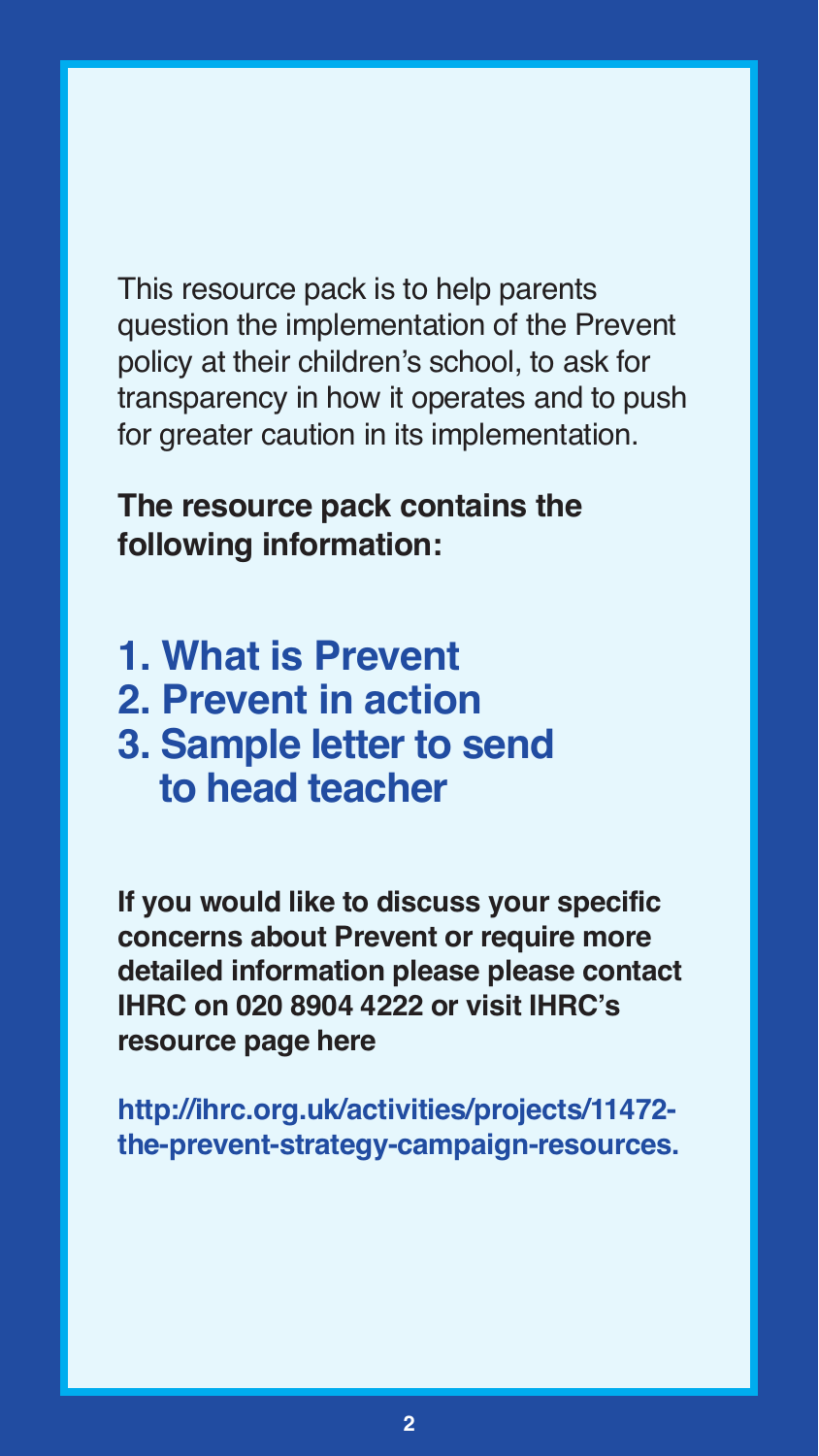This resource pack is to help parents question the implementation of the Prevent policy at their children's school, to ask for transparency in how it operates and to push for greater caution in its implementation.

**The resource pack contains the following information:**

1. **What is Prevent**
2. **Prevent in action**
3. **Sample letter to send to head teacher**

**If you would like to discuss your specific concerns about Prevent or require more detailed information please please contact IHRC on 020 8904 4222 or visit IHRC's resource page here**

**http://ihrc.org.uk/activities/projects/11472-the-prevent-strategy-campaign-resources.**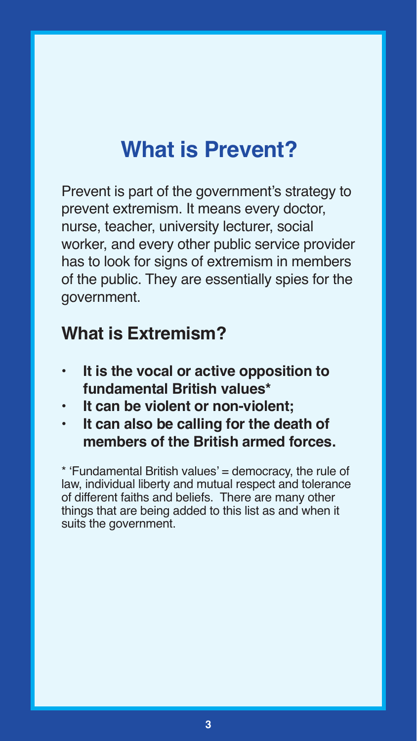# What is Prevent?

Prevent is part of the government's strategy to prevent extremism. It means every doctor, nurse, teacher, university lecturer, social worker, and every other public service provider has to look for signs of extremism in members of the public. They are essentially spies for the government.

## What is Extremism?

- **It is the vocal or active opposition to fundamental British values***
- **It can be violent or non-violent;**
- **It can also be calling for the death of members of the British armed forces.**

* 'Fundamental British values' = democracy, the rule of law, individual liberty and mutual respect and tolerance of different faiths and beliefs. There are many other things that are being added to this list as and when it suits the government.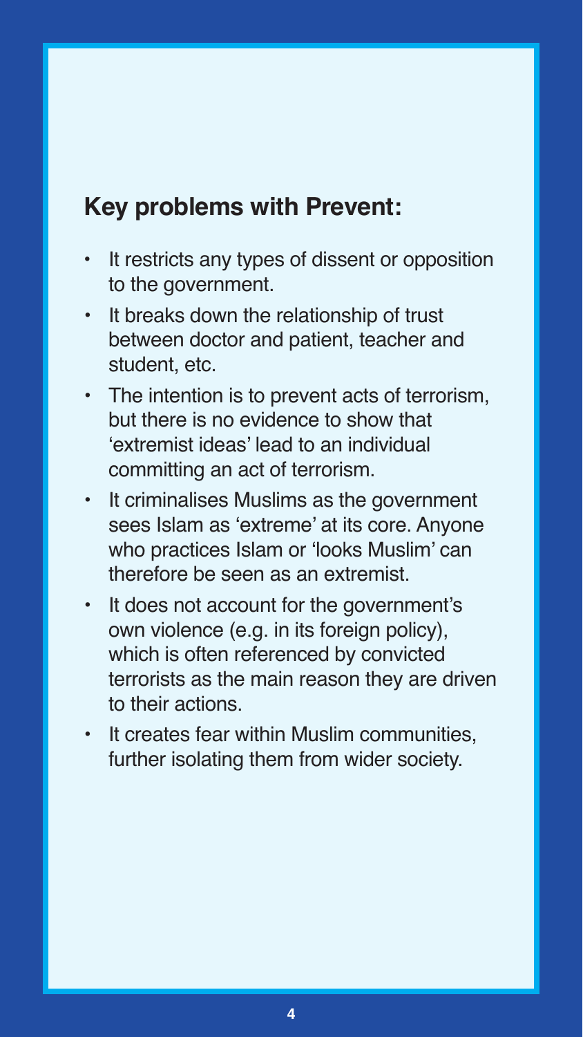## Key problems with Prevent:

- It restricts any types of dissent or opposition to the government.
- It breaks down the relationship of trust between doctor and patient, teacher and student, etc.
- The intention is to prevent acts of terrorism, but there is no evidence to show that 'extremist ideas' lead to an individual committing an act of terrorism.
- It criminalises Muslims as the government sees Islam as 'extreme' at its core. Anyone who practices Islam or 'looks Muslim' can therefore be seen as an extremist.
- It does not account for the government's own violence (e.g. in its foreign policy), which is often referenced by convicted terrorists as the main reason they are driven to their actions.
- It creates fear within Muslim communities, further isolating them from wider society.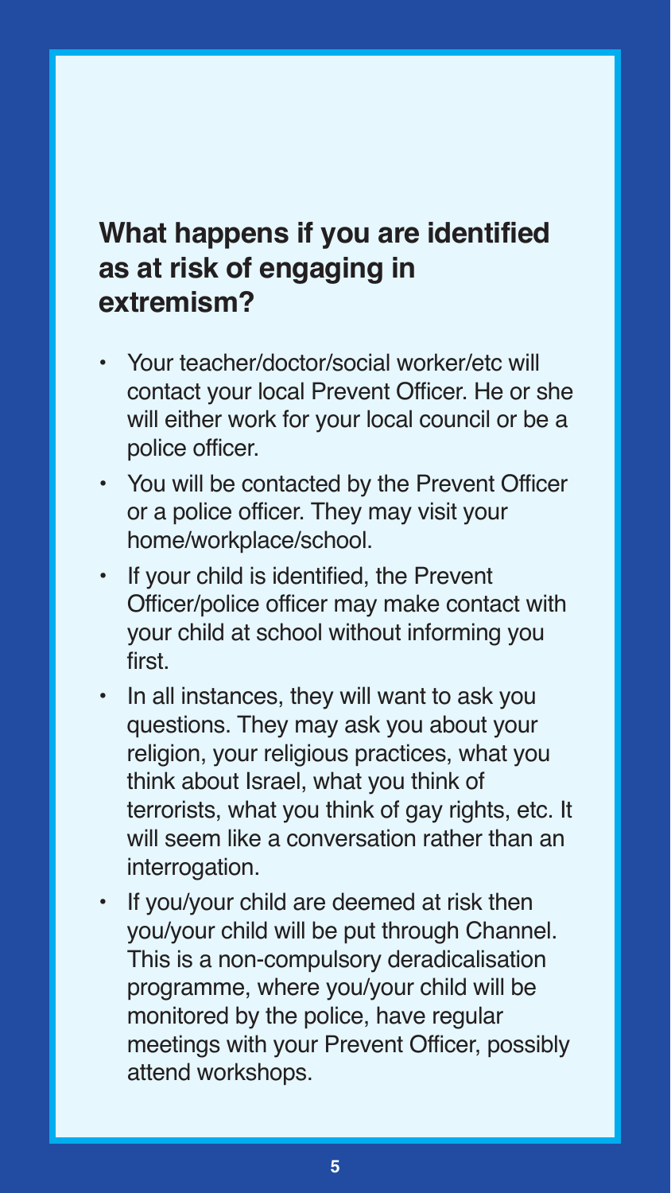## What happens if you are identified as at risk of engaging in extremism?

- Your teacher/doctor/social worker/etc will contact your local Prevent Officer. He or she will either work for your local council or be a police officer.
- You will be contacted by the Prevent Officer or a police officer. They may visit your home/workplace/school.
- If your child is identified, the Prevent Officer/police officer may make contact with your child at school without informing you first.
- In all instances, they will want to ask you questions. They may ask you about your religion, your religious practices, what you think about Israel, what you think of terrorists, what you think of gay rights, etc. It will seem like a conversation rather than an interrogation.
- If you/your child are deemed at risk then you/your child will be put through Channel. This is a non-compulsory deradicalisation programme, where you/your child will be monitored by the police, have regular meetings with your Prevent Officer, possibly attend workshops.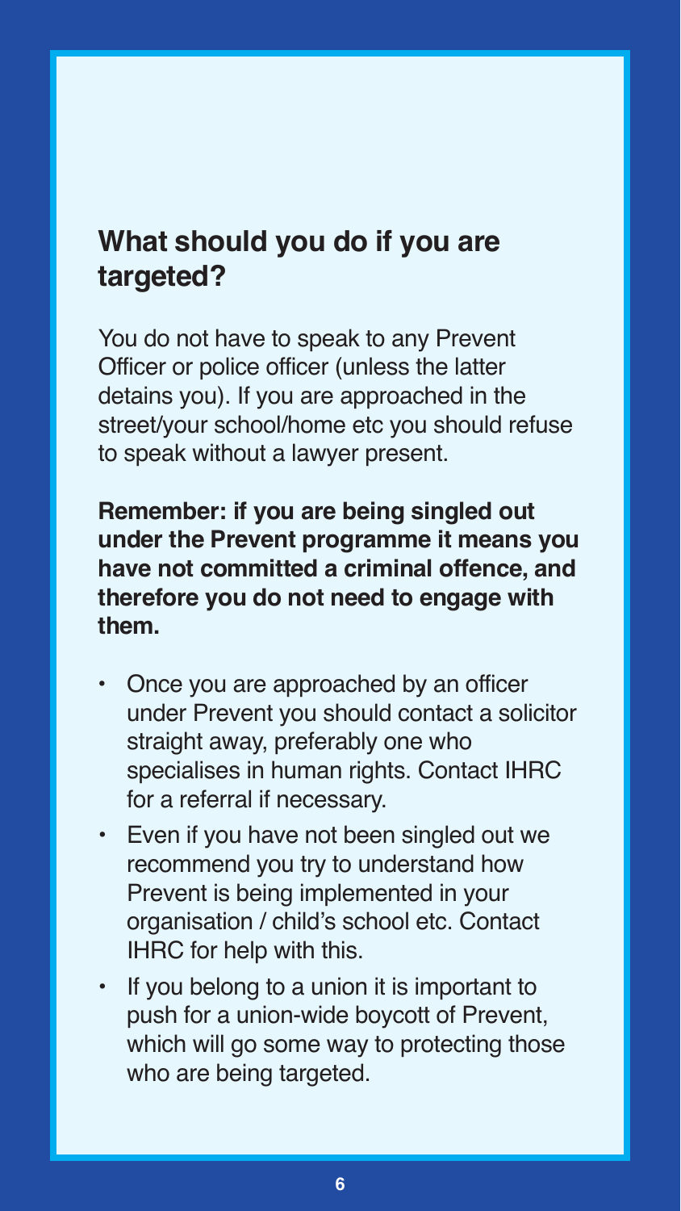## What should you do if you are targeted?

You do not have to speak to any Prevent Officer or police officer (unless the latter detains you). If you are approached in the street/your school/home etc you should refuse to speak without a lawyer present.

**Remember: if you are being singled out under the Prevent programme it means you have not committed a criminal offence, and therefore you do not need to engage with them.**

- Once you are approached by an officer under Prevent you should contact a solicitor straight away, preferably one who specialises in human rights. Contact IHRC for a referral if necessary.
- Even if you have not been singled out we recommend you try to understand how Prevent is being implemented in your organisation / child's school etc. Contact IHRC for help with this.
- If you belong to a union it is important to push for a union-wide boycott of Prevent, which will go some way to protecting those who are being targeted.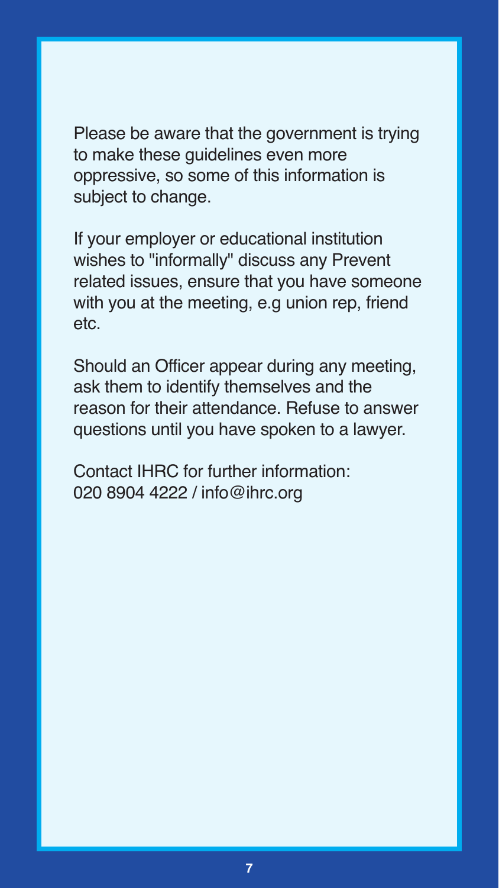Please be aware that the government is trying to make these guidelines even more oppressive, so some of this information is subject to change.

If your employer or educational institution wishes to "informally" discuss any Prevent related issues, ensure that you have someone with you at the meeting, e.g union rep, friend etc.

Should an Officer appear during any meeting, ask them to identify themselves and the reason for their attendance. Refuse to answer questions until you have spoken to a lawyer.

Contact IHRC for further information:
020 8904 4222 / info@ihrc.org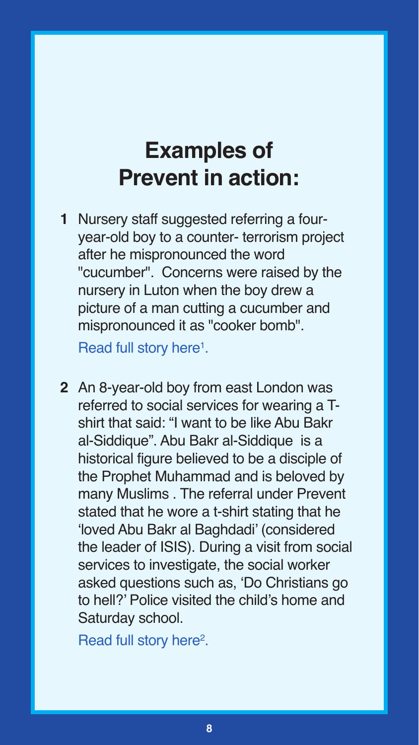# Examples of Prevent in action:

1. Nursery staff suggested referring a four-year-old boy to a counter- terrorism project after he mispronounced the word "cucumber". Concerns were raised by the nursery in Luton when the boy drew a picture of a man cutting a cucumber and mispronounced it as "cooker bomb".

   Read full story here[1].

2. An 8-year-old boy from east London was referred to social services for wearing a T-shirt that said: "I want to be like Abu Bakr al-Siddique". Abu Bakr al-Siddique is a historical figure believed to be a disciple of the Prophet Muhammad and is beloved by many Muslims . The referral under Prevent stated that he wore a t-shirt stating that he 'loved Abu Bakr al Baghdadi' (considered the leader of ISIS). During a visit from social services to investigate, the social worker asked questions such as, 'Do Christians go to hell?' Police visited the child's home and Saturday school.

   Read full story here[2].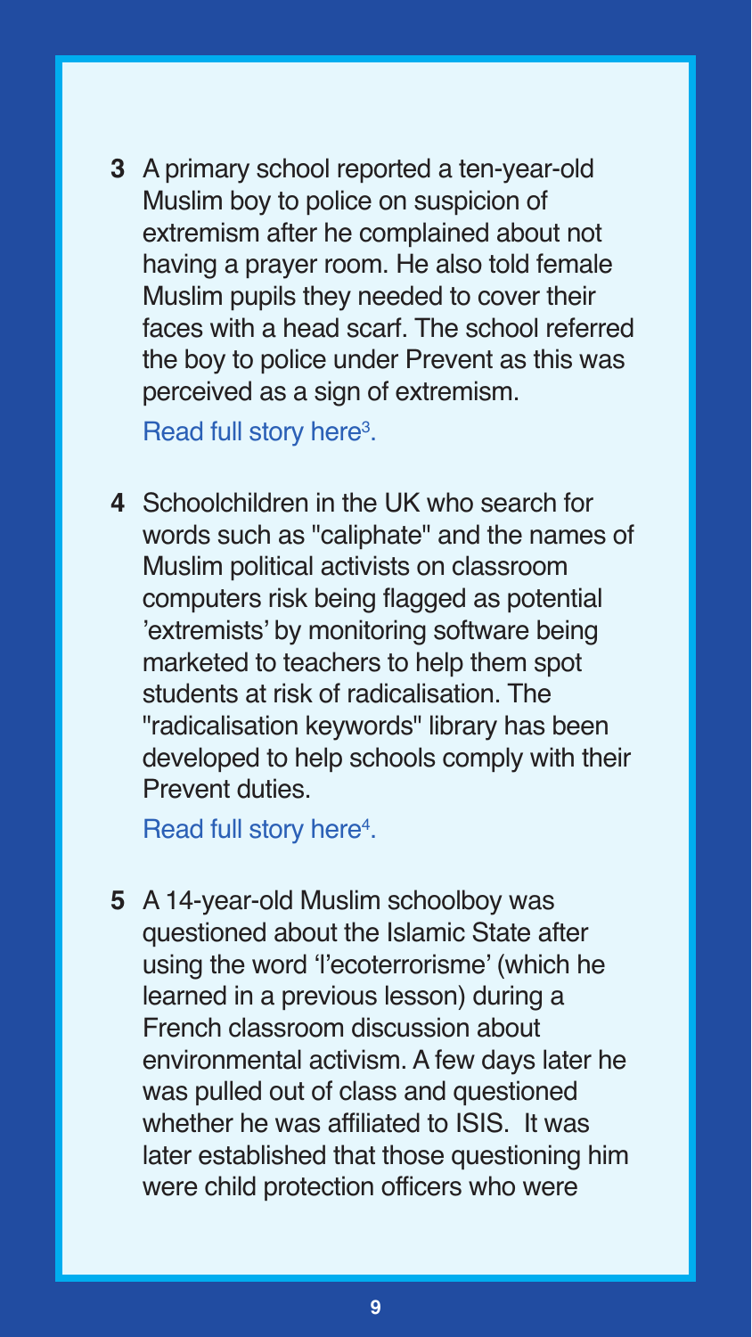3. A primary school reported a ten-year-old Muslim boy to police on suspicion of extremism after he complained about not having a prayer room. He also told female Muslim pupils they needed to cover their faces with a head scarf. The school referred the boy to police under Prevent as this was perceived as a sign of extremism.

   Read full story here[3].

4. Schoolchildren in the UK who search for words such as "caliphate" and the names of Muslim political activists on classroom computers risk being flagged as potential 'extremists' by monitoring software being marketed to teachers to help them spot students at risk of radicalisation. The "radicalisation keywords" library has been developed to help schools comply with their Prevent duties.

   Read full story here[4].

5. A 14-year-old Muslim schoolboy was questioned about the Islamic State after using the word 'l'ecoterrorisme' (which he learned in a previous lesson) during a French classroom discussion about environmental activism. A few days later he was pulled out of class and questioned whether he was affiliated to ISIS. It was later established that those questioning him were child protection officers who were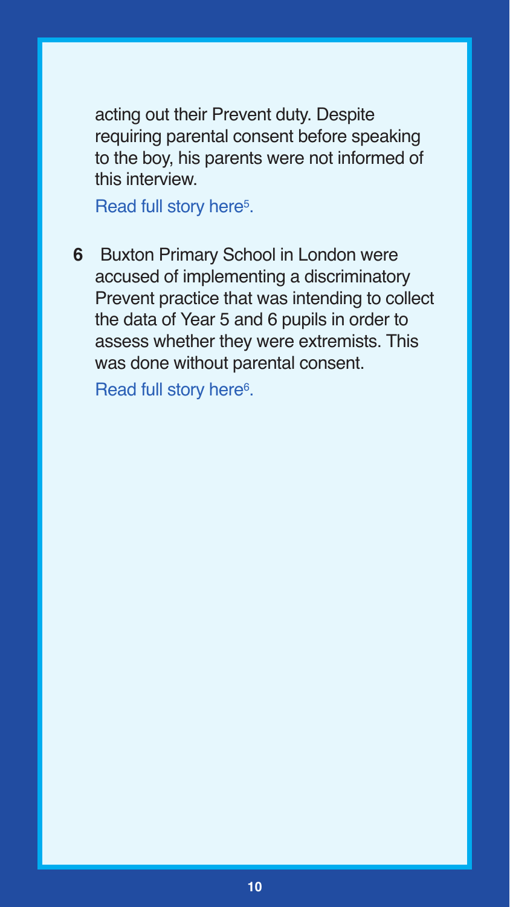acting out their Prevent duty. Despite requiring parental consent before speaking to the boy, his parents were not informed of this interview.

Read full story here[5].

**6** Buxton Primary School in London were accused of implementing a discriminatory Prevent practice that was intending to collect the data of Year 5 and 6 pupils in order to assess whether they were extremists. This was done without parental consent.

Read full story here[6].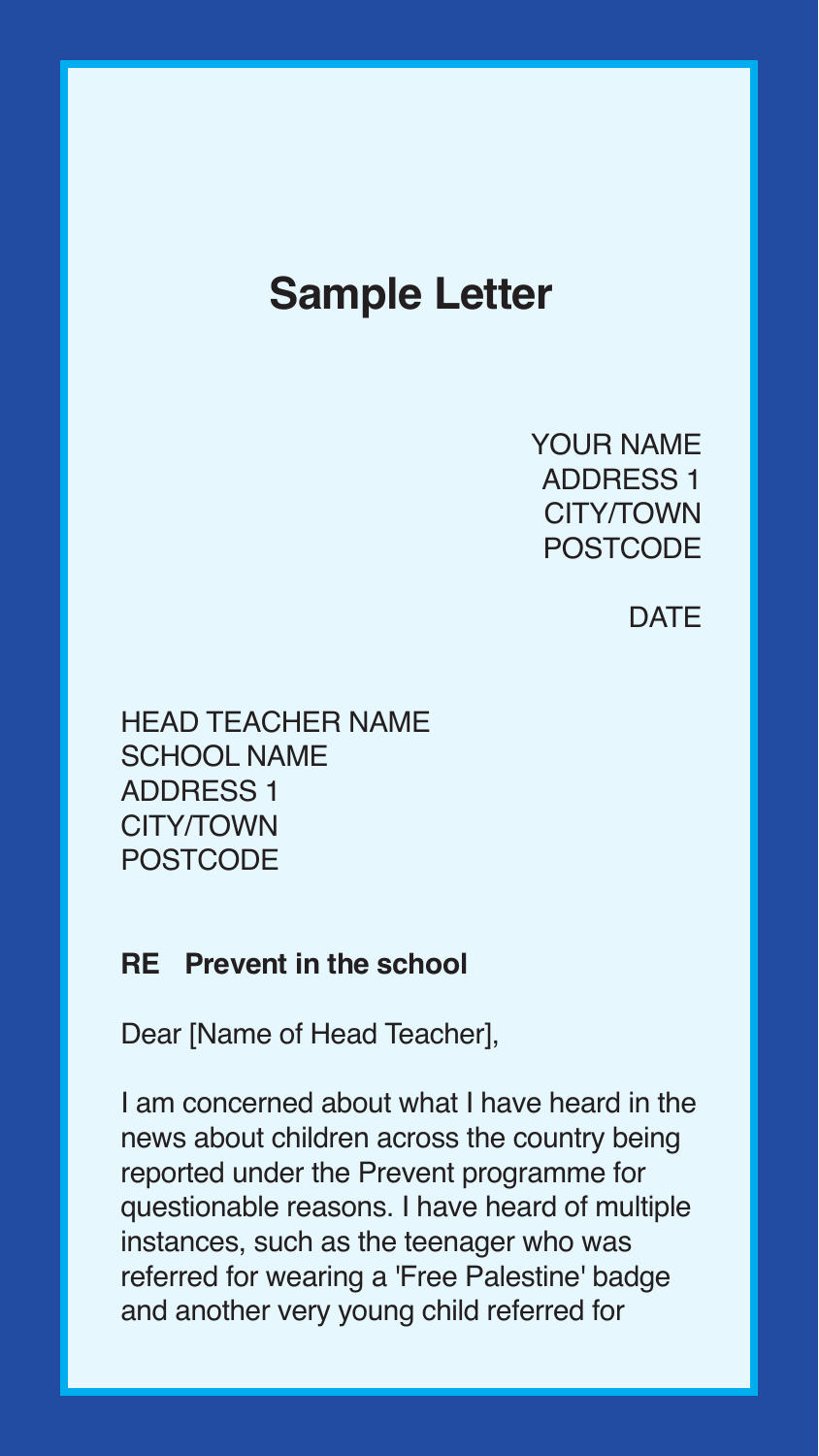## Sample Letter

YOUR NAME
ADDRESS 1
CITY/TOWN
POSTCODE

DATE

HEAD TEACHER NAME
SCHOOL NAME
ADDRESS 1
CITY/TOWN
POSTCODE

**RE Prevent in the school**

Dear [Name of Head Teacher],

I am concerned about what I have heard in the news about children across the country being reported under the Prevent programme for questionable reasons. I have heard of multiple instances, such as the teenager who was referred for wearing a 'Free Palestine' badge and another very young child referred for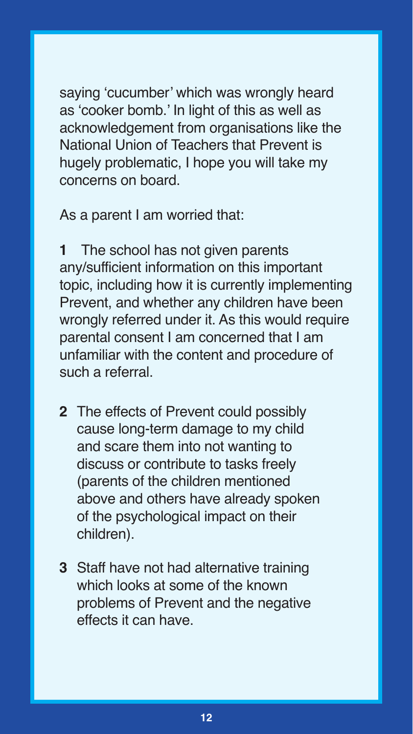saying 'cucumber' which was wrongly heard as 'cooker bomb.' In light of this as well as acknowledgement from organisations like the National Union of Teachers that Prevent is hugely problematic, I hope you will take my concerns on board.

As a parent I am worried that:

1. The school has not given parents any/sufficient information on this important topic, including how it is currently implementing Prevent, and whether any children have been wrongly referred under it. As this would require parental consent I am concerned that I am unfamiliar with the content and procedure of such a referral.

2. The effects of Prevent could possibly cause long-term damage to my child and scare them into not wanting to discuss or contribute to tasks freely (parents of the children mentioned above and others have already spoken of the psychological impact on their children).

3. Staff have not had alternative training which looks at some of the known problems of Prevent and the negative effects it can have.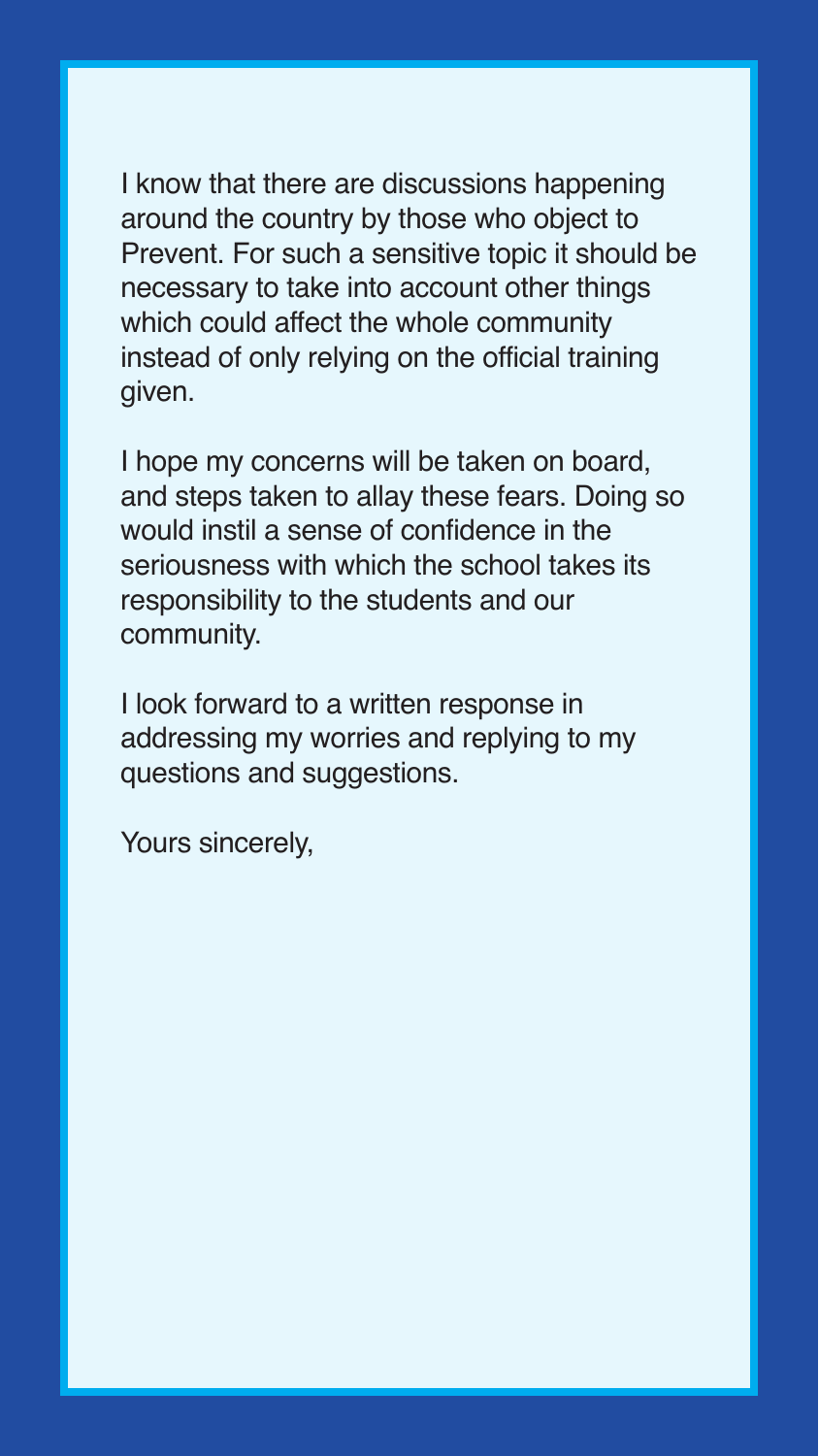I know that there are discussions happening around the country by those who object to Prevent. For such a sensitive topic it should be necessary to take into account other things which could affect the whole community instead of only relying on the official training given.

I hope my concerns will be taken on board, and steps taken to allay these fears. Doing so would instil a sense of confidence in the seriousness with which the school takes its responsibility to the students and our community.

I look forward to a written response in addressing my worries and replying to my questions and suggestions.

Yours sincerely,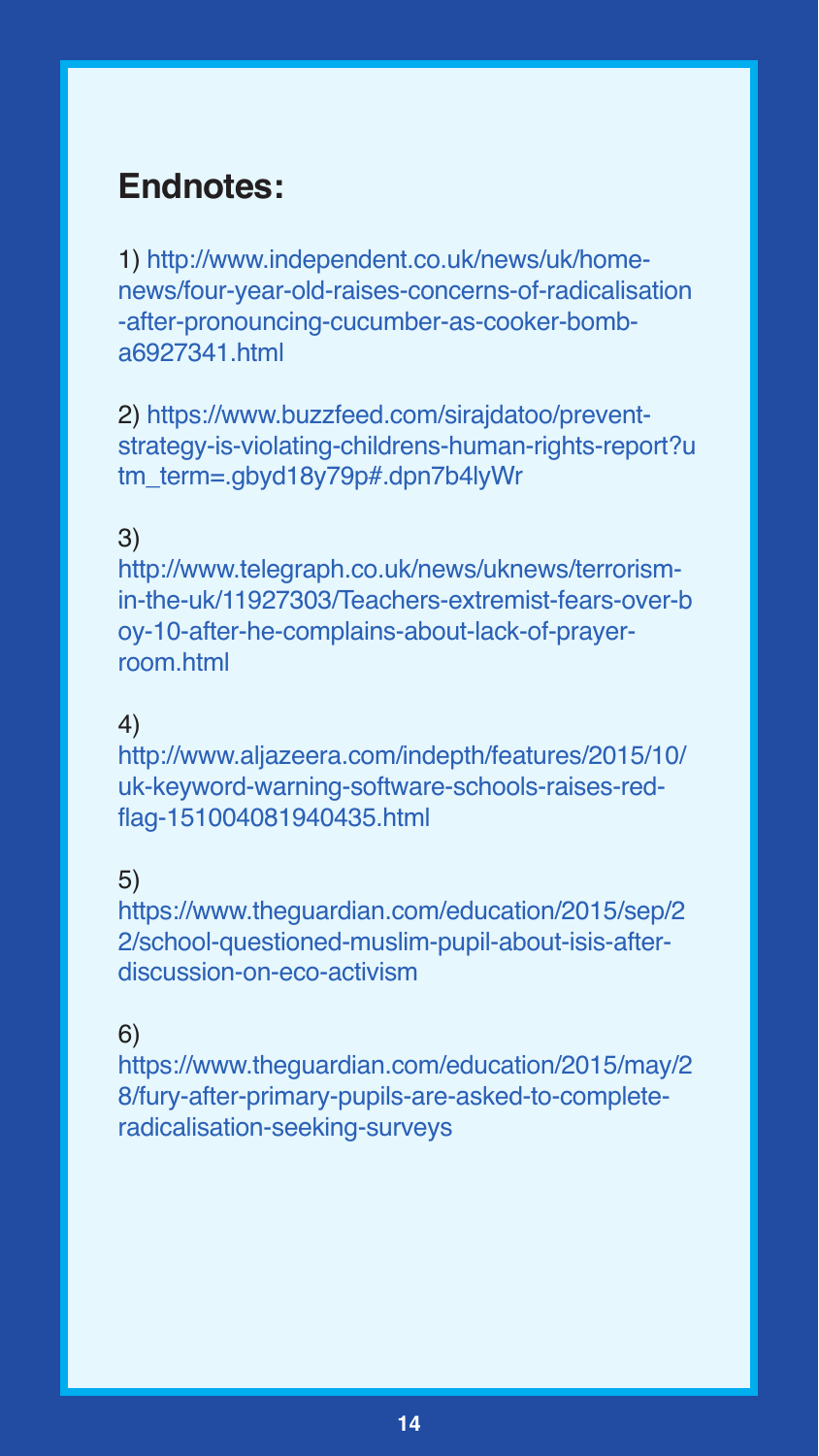## Endnotes:

1) http://www.independent.co.uk/news/uk/home-news/four-year-old-raises-concerns-of-radicalisation-after-pronouncing-cucumber-as-cooker-bomb-a6927341.html

2) https://www.buzzfeed.com/sirajdatoo/prevent-strategy-is-violating-childrens-human-rights-report?utm_term=.gbyd18y79p#.dpn7b4lyWr

3) http://www.telegraph.co.uk/news/uknews/terrorism-in-the-uk/11927303/Teachers-extremist-fears-over-boy-10-after-he-complains-about-lack-of-prayer-room.html

4) http://www.aljazeera.com/indepth/features/2015/10/uk-keyword-warning-software-schools-raises-red-flag-151004081940435.html

5) https://www.theguardian.com/education/2015/sep/22/school-questioned-muslim-pupil-about-isis-after-discussion-on-eco-activism

6) https://www.theguardian.com/education/2015/may/28/fury-after-primary-pupils-are-asked-to-complete-radicalisation-seeking-surveys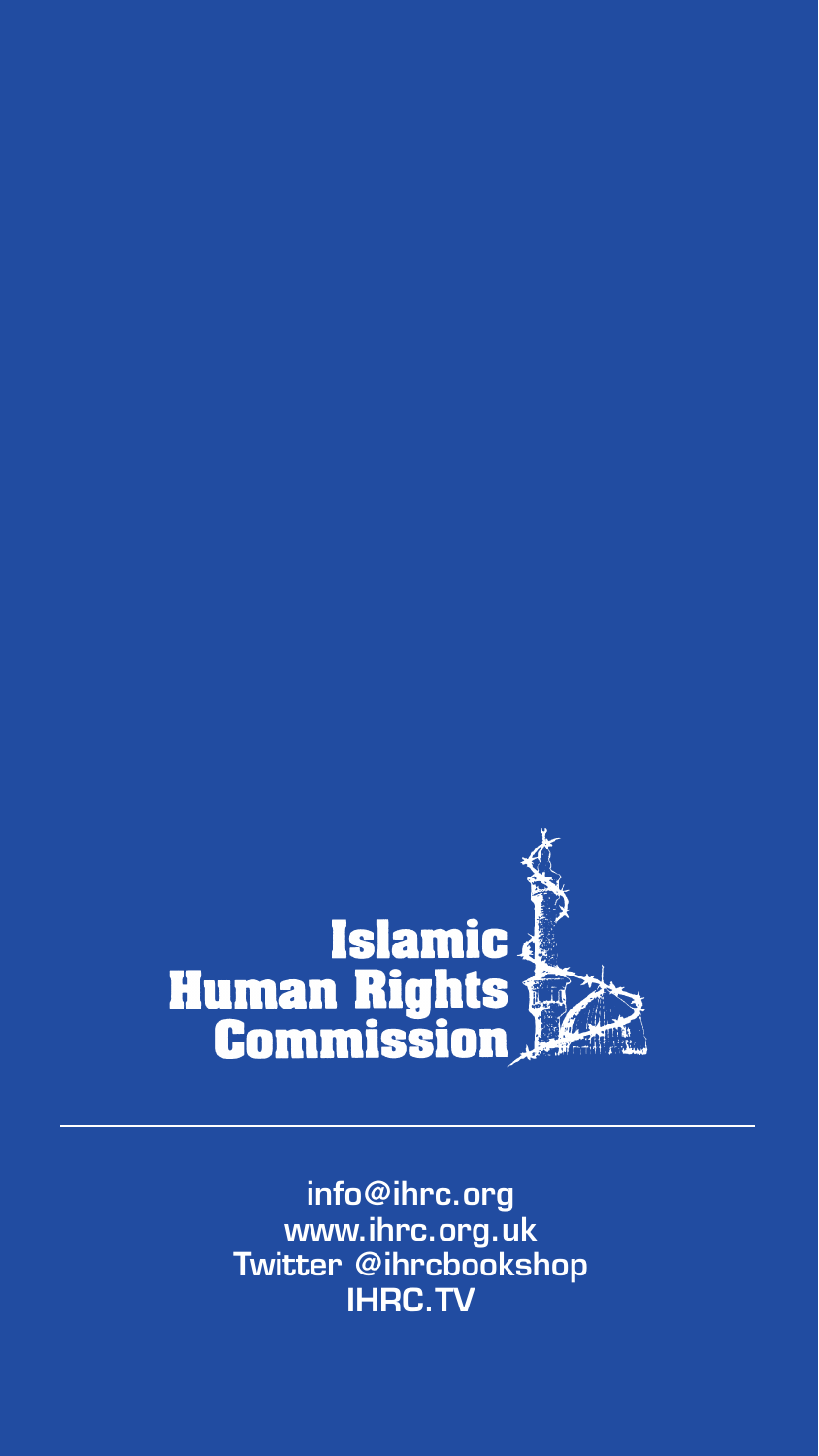Islamic Human Rights Commission

info@ihrc.org
www.ihrc.org.uk
Twitter @ihrcbookshop
IHRC.TV